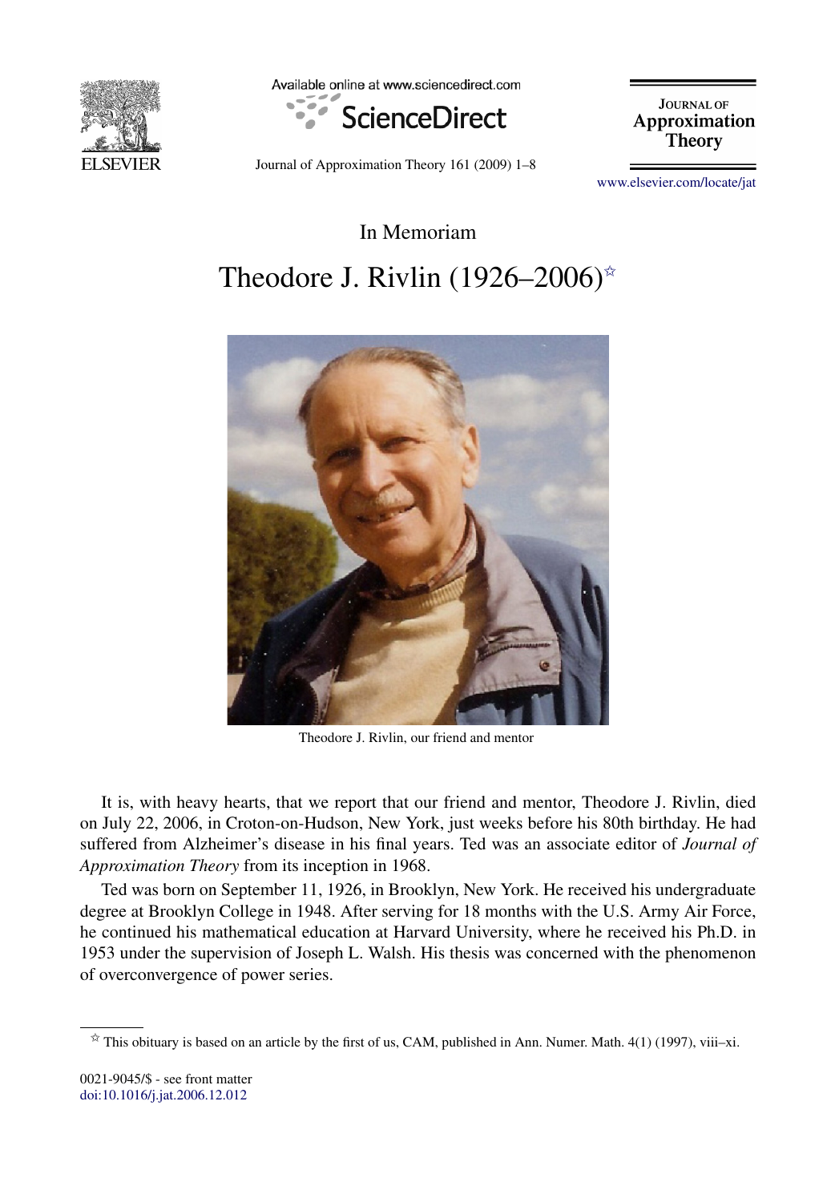In Memoriam

# Theodore J. Rivlin (1926–2006)☆

Theodore J. Rivlin, our friend and mentor

It is, with heavy hearts, that we report that our friend and mentor, Theodore J. Rivlin, died on July 22, 2006, in Croton-on-Hudson, New York, just weeks before his 80th birthday. He had suffered from Alzheimer's disease in his final years. Ted was an associate editor of *Journal of Approximation Theory* from its inception in 1968.

Ted was born on September 11, 1926, in Brooklyn, New York. He received his undergraduate degree at Brooklyn College in 1948. After serving for 18 months with the U.S. Army Air Force, he continued his mathematical education at Harvard University, where he received his Ph.D. in 1953 under the supervision of Joseph L. Walsh. His thesis was concerned with the phenomenon of overconvergence of power series.

☆ This obituary is based on an article by the first of us, CAM, published in Ann. Numer. Math. 4(1) (1997), viii–xi.

0021-9045/$ - see front matter
doi:10.1016/j.jat.2006.12.012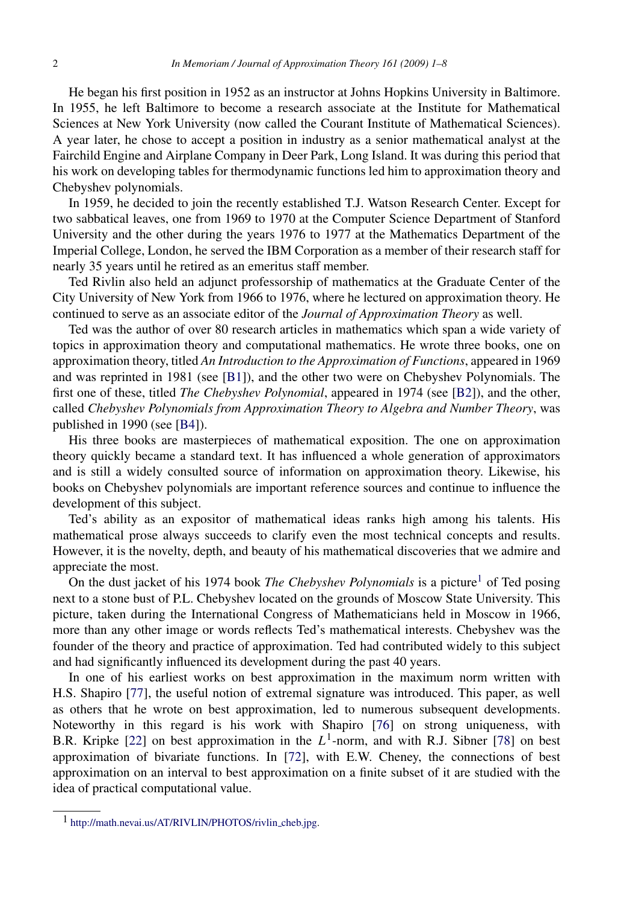He began his first position in 1952 as an instructor at Johns Hopkins University in Baltimore. In 1955, he left Baltimore to become a research associate at the Institute for Mathematical Sciences at New York University (now called the Courant Institute of Mathematical Sciences). A year later, he chose to accept a position in industry as a senior mathematical analyst at the Fairchild Engine and Airplane Company in Deer Park, Long Island. It was during this period that his work on developing tables for thermodynamic functions led him to approximation theory and Chebyshev polynomials.

In 1959, he decided to join the recently established T.J. Watson Research Center. Except for two sabbatical leaves, one from 1969 to 1970 at the Computer Science Department of Stanford University and the other during the years 1976 to 1977 at the Mathematics Department of the Imperial College, London, he served the IBM Corporation as a member of their research staff for nearly 35 years until he retired as an emeritus staff member.

Ted Rivlin also held an adjunct professorship of mathematics at the Graduate Center of the City University of New York from 1966 to 1976, where he lectured on approximation theory. He continued to serve as an associate editor of the *Journal of Approximation Theory* as well.

Ted was the author of over 80 research articles in mathematics which span a wide variety of topics in approximation theory and computational mathematics. He wrote three books, one on approximation theory, titled *An Introduction to the Approximation of Functions*, appeared in 1969 and was reprinted in 1981 (see [B1]), and the other two were on Chebyshev Polynomials. The first one of these, titled *The Chebyshev Polynomial*, appeared in 1974 (see [B2]), and the other, called *Chebyshev Polynomials from Approximation Theory to Algebra and Number Theory*, was published in 1990 (see [B4]).

His three books are masterpieces of mathematical exposition. The one on approximation theory quickly became a standard text. It has influenced a whole generation of approximators and is still a widely consulted source of information on approximation theory. Likewise, his books on Chebyshev polynomials are important reference sources and continue to influence the development of this subject.

Ted's ability as an expositor of mathematical ideas ranks high among his talents. His mathematical prose always succeeds to clarify even the most technical concepts and results. However, it is the novelty, depth, and beauty of his mathematical discoveries that we admire and appreciate the most.

On the dust jacket of his 1974 book *The Chebyshev Polynomials* is a picture[1] of Ted posing next to a stone bust of P.L. Chebyshev located on the grounds of Moscow State University. This picture, taken during the International Congress of Mathematicians held in Moscow in 1966, more than any other image or words reflects Ted's mathematical interests. Chebyshev was the founder of the theory and practice of approximation. Ted had contributed widely to this subject and had significantly influenced its development during the past 40 years.

In one of his earliest works on best approximation in the maximum norm written with H.S. Shapiro [77], the useful notion of extremal signature was introduced. This paper, as well as others that he wrote on best approximation, led to numerous subsequent developments. Noteworthy in this regard is his work with Shapiro [76] on strong uniqueness, with B.R. Kripke [22] on best approximation in the $L^1$-norm, and with R.J. Sibner [78] on best approximation of bivariate functions. In [72], with E.W. Cheney, the connections of best approximation on an interval to best approximation on a finite subset of it are studied with the idea of practical computational value.

[1] http://math.nevai.us/AT/RIVLIN/PHOTOS/rivlin_cheb.jpg.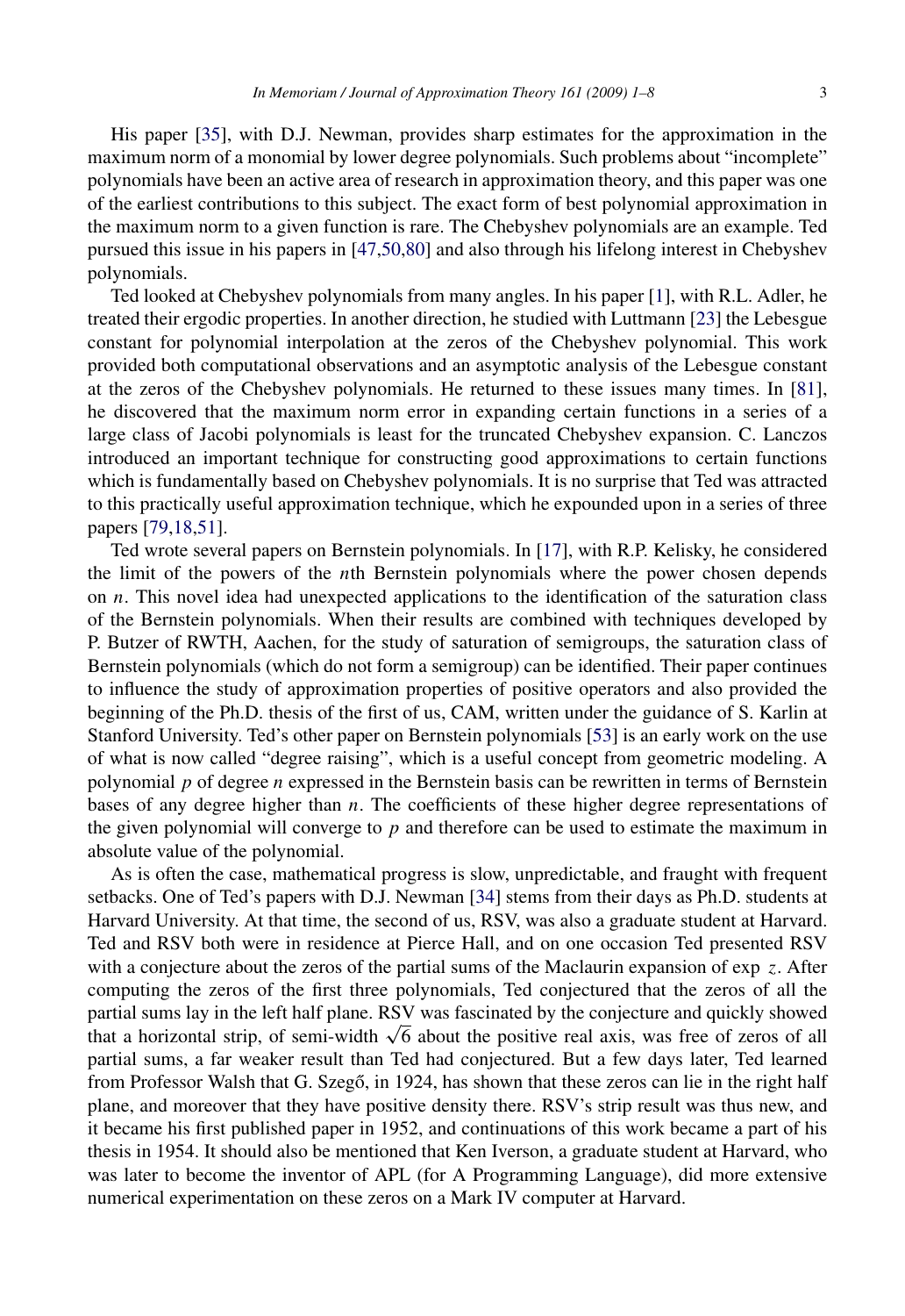His paper [35], with D.J. Newman, provides sharp estimates for the approximation in the maximum norm of a monomial by lower degree polynomials. Such problems about "incomplete" polynomials have been an active area of research in approximation theory, and this paper was one of the earliest contributions to this subject. The exact form of best polynomial approximation in the maximum norm to a given function is rare. The Chebyshev polynomials are an example. Ted pursued this issue in his papers in [47,50,80] and also through his lifelong interest in Chebyshev polynomials.

Ted looked at Chebyshev polynomials from many angles. In his paper [1], with R.L. Adler, he treated their ergodic properties. In another direction, he studied with Luttmann [23] the Lebesgue constant for polynomial interpolation at the zeros of the Chebyshev polynomial. This work provided both computational observations and an asymptotic analysis of the Lebesgue constant at the zeros of the Chebyshev polynomials. He returned to these issues many times. In [81], he discovered that the maximum norm error in expanding certain functions in a series of a large class of Jacobi polynomials is least for the truncated Chebyshev expansion. C. Lanczos introduced an important technique for constructing good approximations to certain functions which is fundamentally based on Chebyshev polynomials. It is no surprise that Ted was attracted to this practically useful approximation technique, which he expounded upon in a series of three papers [79,18,51].

Ted wrote several papers on Bernstein polynomials. In [17], with R.P. Kelisky, he considered the limit of the powers of the $n$th Bernstein polynomials where the power chosen depends on $n$. This novel idea had unexpected applications to the identification of the saturation class of the Bernstein polynomials. When their results are combined with techniques developed by P. Butzer of RWTH, Aachen, for the study of saturation of semigroups, the saturation class of Bernstein polynomials (which do not form a semigroup) can be identified. Their paper continues to influence the study of approximation properties of positive operators and also provided the beginning of the Ph.D. thesis of the first of us, CAM, written under the guidance of S. Karlin at Stanford University. Ted's other paper on Bernstein polynomials [53] is an early work on the use of what is now called "degree raising", which is a useful concept from geometric modeling. A polynomial $p$ of degree $n$ expressed in the Bernstein basis can be rewritten in terms of Bernstein bases of any degree higher than $n$. The coefficients of these higher degree representations of the given polynomial will converge to $p$ and therefore can be used to estimate the maximum in absolute value of the polynomial.

As is often the case, mathematical progress is slow, unpredictable, and fraught with frequent setbacks. One of Ted's papers with D.J. Newman [34] stems from their days as Ph.D. students at Harvard University. At that time, the second of us, RSV, was also a graduate student at Harvard. Ted and RSV both were in residence at Pierce Hall, and on one occasion Ted presented RSV with a conjecture about the zeros of the partial sums of the Maclaurin expansion of exp $z$. After computing the zeros of the first three polynomials, Ted conjectured that the zeros of all the partial sums lay in the left half plane. RSV was fascinated by the conjecture and quickly showed that a horizontal strip, of semi-width $\sqrt{6}$ about the positive real axis, was free of zeros of all partial sums, a far weaker result than Ted had conjectured. But a few days later, Ted learned from Professor Walsh that G. Szegő, in 1924, has shown that these zeros can lie in the right half plane, and moreover that they have positive density there. RSV's strip result was thus new, and it became his first published paper in 1952, and continuations of this work became a part of his thesis in 1954. It should also be mentioned that Ken Iverson, a graduate student at Harvard, who was later to become the inventor of APL (for A Programming Language), did more extensive numerical experimentation on these zeros on a Mark IV computer at Harvard.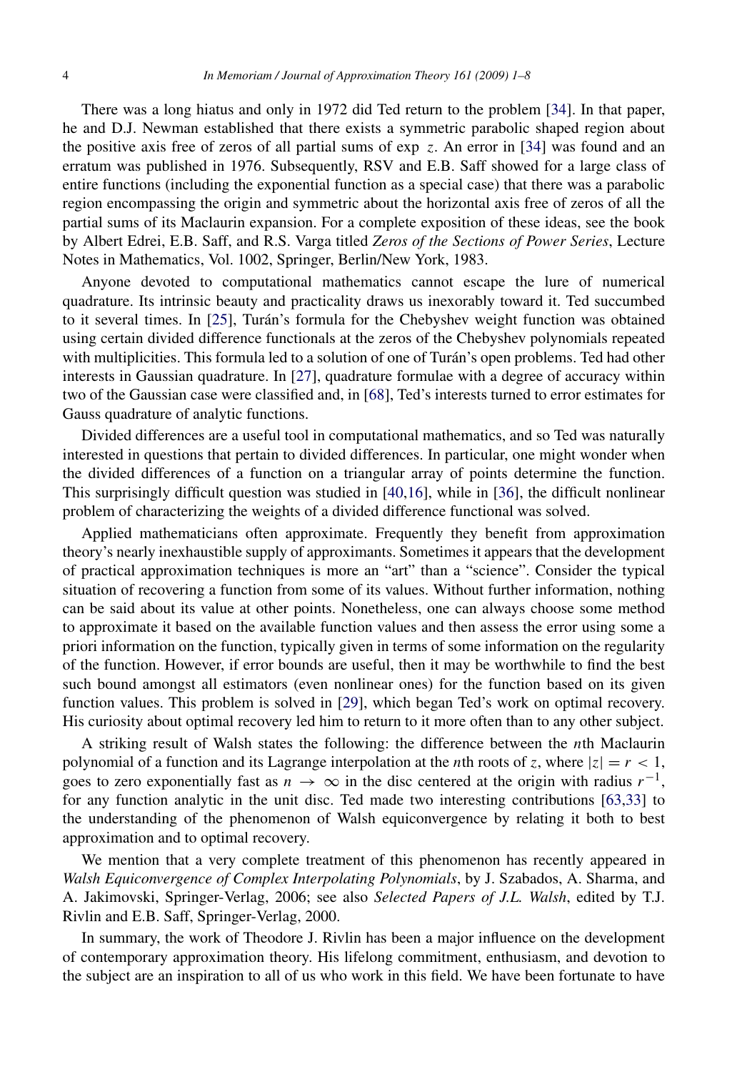There was a long hiatus and only in 1972 did Ted return to the problem [34]. In that paper, he and D.J. Newman established that there exists a symmetric parabolic shaped region about the positive axis free of zeros of all partial sums of exp $z$. An error in [34] was found and an erratum was published in 1976. Subsequently, RSV and E.B. Saff showed for a large class of entire functions (including the exponential function as a special case) that there was a parabolic region encompassing the origin and symmetric about the horizontal axis free of zeros of all the partial sums of its Maclaurin expansion. For a complete exposition of these ideas, see the book by Albert Edrei, E.B. Saff, and R.S. Varga titled *Zeros of the Sections of Power Series*, Lecture Notes in Mathematics, Vol. 1002, Springer, Berlin/New York, 1983.

Anyone devoted to computational mathematics cannot escape the lure of numerical quadrature. Its intrinsic beauty and practicality draws us inexorably toward it. Ted succumbed to it several times. In [25], Turán's formula for the Chebyshev weight function was obtained using certain divided difference functionals at the zeros of the Chebyshev polynomials repeated with multiplicities. This formula led to a solution of one of Turán's open problems. Ted had other interests in Gaussian quadrature. In [27], quadrature formulae with a degree of accuracy within two of the Gaussian case were classified and, in [68], Ted's interests turned to error estimates for Gauss quadrature of analytic functions.

Divided differences are a useful tool in computational mathematics, and so Ted was naturally interested in questions that pertain to divided differences. In particular, one might wonder when the divided differences of a function on a triangular array of points determine the function. This surprisingly difficult question was studied in [40,16], while in [36], the difficult nonlinear problem of characterizing the weights of a divided difference functional was solved.

Applied mathematicians often approximate. Frequently they benefit from approximation theory's nearly inexhaustible supply of approximants. Sometimes it appears that the development of practical approximation techniques is more an "art" than a "science". Consider the typical situation of recovering a function from some of its values. Without further information, nothing can be said about its value at other points. Nonetheless, one can always choose some method to approximate it based on the available function values and then assess the error using some a priori information on the function, typically given in terms of some information on the regularity of the function. However, if error bounds are useful, then it may be worthwhile to find the best such bound amongst all estimators (even nonlinear ones) for the function based on its given function values. This problem is solved in [29], which began Ted's work on optimal recovery. His curiosity about optimal recovery led him to return to it more often than to any other subject.

A striking result of Walsh states the following: the difference between the $n$th Maclaurin polynomial of a function and its Lagrange interpolation at the $n$th roots of $z$, where $|z| = r < 1$, goes to zero exponentially fast as $n \to \infty$ in the disc centered at the origin with radius $r^{-1}$, for any function analytic in the unit disc. Ted made two interesting contributions [63,33] to the understanding of the phenomenon of Walsh equiconvergence by relating it both to best approximation and to optimal recovery.

We mention that a very complete treatment of this phenomenon has recently appeared in *Walsh Equiconvergence of Complex Interpolating Polynomials*, by J. Szabados, A. Sharma, and A. Jakimovski, Springer-Verlag, 2006; see also *Selected Papers of J.L. Walsh*, edited by T.J. Rivlin and E.B. Saff, Springer-Verlag, 2000.

In summary, the work of Theodore J. Rivlin has been a major influence on the development of contemporary approximation theory. His lifelong commitment, enthusiasm, and devotion to the subject are an inspiration to all of us who work in this field. We have been fortunate to have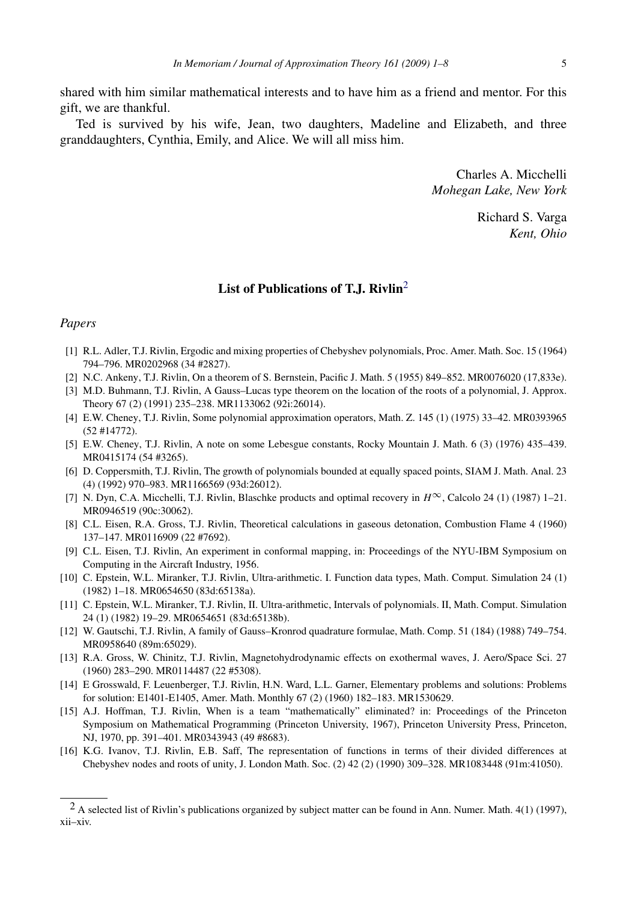shared with him similar mathematical interests and to have him as a friend and mentor. For this gift, we are thankful.

Ted is survived by his wife, Jean, two daughters, Madeline and Elizabeth, and three granddaughters, Cynthia, Emily, and Alice. We will all miss him.

Charles A. Micchelli
*Mohegan Lake, New York*

Richard S. Varga
*Kent, Ohio*

## List of Publications of T.J. Rivlin[2]

### *Papers*

[1] R.L. Adler, T.J. Rivlin, Ergodic and mixing properties of Chebyshev polynomials, Proc. Amer. Math. Soc. 15 (1964) 794–796. MR0202968 (34 #2827).

[2] N.C. Ankeny, T.J. Rivlin, On a theorem of S. Bernstein, Pacific J. Math. 5 (1955) 849–852. MR0076020 (17,833e).

[3] M.D. Buhmann, T.J. Rivlin, A Gauss–Lucas type theorem on the location of the roots of a polynomial, J. Approx. Theory 67 (2) (1991) 235–238. MR1133062 (92i:26014).

[4] E.W. Cheney, T.J. Rivlin, Some polynomial approximation operators, Math. Z. 145 (1) (1975) 33–42. MR0393965 (52 #14772).

[5] E.W. Cheney, T.J. Rivlin, A note on some Lebesgue constants, Rocky Mountain J. Math. 6 (3) (1976) 435–439. MR0415174 (54 #3265).

[6] D. Coppersmith, T.J. Rivlin, The growth of polynomials bounded at equally spaced points, SIAM J. Math. Anal. 23 (4) (1992) 970–983. MR1166569 (93d:26012).

[7] N. Dyn, C.A. Micchelli, T.J. Rivlin, Blaschke products and optimal recovery in $H^{\infty}$, Calcolo 24 (1) (1987) 1–21. MR0946519 (90c:30062).

[8] C.L. Eisen, R.A. Gross, T.J. Rivlin, Theoretical calculations in gaseous detonation, Combustion Flame 4 (1960) 137–147. MR0116909 (22 #7692).

[9] C.L. Eisen, T.J. Rivlin, An experiment in conformal mapping, in: Proceedings of the NYU-IBM Symposium on Computing in the Aircraft Industry, 1956.

[10] C. Epstein, W.L. Miranker, T.J. Rivlin, Ultra-arithmetic. I. Function data types, Math. Comput. Simulation 24 (1) (1982) 1–18. MR0654650 (83d:65138a).

[11] C. Epstein, W.L. Miranker, T.J. Rivlin, II. Ultra-arithmetic, Intervals of polynomials. II, Math. Comput. Simulation 24 (1) (1982) 19–29. MR0654651 (83d:65138b).

[12] W. Gautschi, T.J. Rivlin, A family of Gauss–Kronrod quadrature formulae, Math. Comp. 51 (184) (1988) 749–754. MR0958640 (89m:65029).

[13] R.A. Gross, W. Chinitz, T.J. Rivlin, Magnetohydrodynamic effects on exothermal waves, J. Aero/Space Sci. 27 (1960) 283–290. MR0114487 (22 #5308).

[14] E Grosswald, F. Leuenberger, T.J. Rivlin, H.N. Ward, L.L. Garner, Elementary problems and solutions: Problems for solution: E1401-E1405, Amer. Math. Monthly 67 (2) (1960) 182–183. MR1530629.

[15] A.J. Hoffman, T.J. Rivlin, When is a team "mathematically" eliminated? in: Proceedings of the Princeton Symposium on Mathematical Programming (Princeton University, 1967), Princeton University Press, Princeton, NJ, 1970, pp. 391–401. MR0343943 (49 #8683).

[16] K.G. Ivanov, T.J. Rivlin, E.B. Saff, The representation of functions in terms of their divided differences at Chebyshev nodes and roots of unity, J. London Math. Soc. (2) 42 (2) (1990) 309–328. MR1083448 (91m:41050).

---

[2] A selected list of Rivlin's publications organized by subject matter can be found in Ann. Numer. Math. 4(1) (1997), xii–xiv.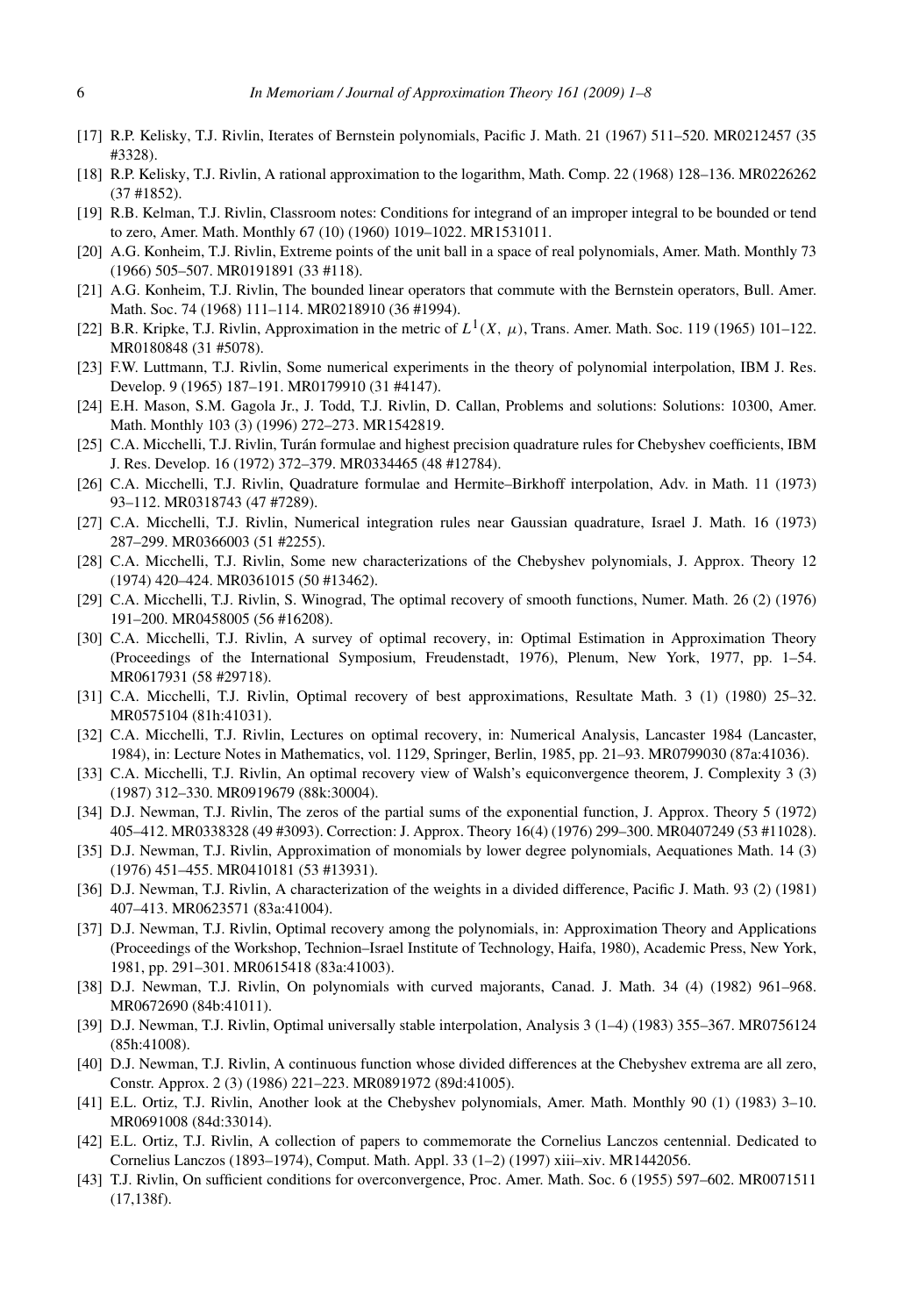[17] R.P. Kelisky, T.J. Rivlin, Iterates of Bernstein polynomials, Pacific J. Math. 21 (1967) 511–520. MR0212457 (35 #3328).

[18] R.P. Kelisky, T.J. Rivlin, A rational approximation to the logarithm, Math. Comp. 22 (1968) 128–136. MR0226262 (37 #1852).

[19] R.B. Kelman, T.J. Rivlin, Classroom notes: Conditions for integrand of an improper integral to be bounded or tend to zero, Amer. Math. Monthly 67 (10) (1960) 1019–1022. MR1531011.

[20] A.G. Konheim, T.J. Rivlin, Extreme points of the unit ball in a space of real polynomials, Amer. Math. Monthly 73 (1966) 505–507. MR0191891 (33 #118).

[21] A.G. Konheim, T.J. Rivlin, The bounded linear operators that commute with the Bernstein operators, Bull. Amer. Math. Soc. 74 (1968) 111–114. MR0218910 (36 #1994).

[22] B.R. Kripke, T.J. Rivlin, Approximation in the metric of $L^1(X, \mu)$, Trans. Amer. Math. Soc. 119 (1965) 101–122. MR0180848 (31 #5078).

[23] F.W. Luttmann, T.J. Rivlin, Some numerical experiments in the theory of polynomial interpolation, IBM J. Res. Develop. 9 (1965) 187–191. MR0179910 (31 #4147).

[24] E.H. Mason, S.M. Gagola Jr., J. Todd, T.J. Rivlin, D. Callan, Problems and solutions: Solutions: 10300, Amer. Math. Monthly 103 (3) (1996) 272–273. MR1542819.

[25] C.A. Micchelli, T.J. Rivlin, Turán formulae and highest precision quadrature rules for Chebyshev coefficients, IBM J. Res. Develop. 16 (1972) 372–379. MR0334465 (48 #12784).

[26] C.A. Micchelli, T.J. Rivlin, Quadrature formulae and Hermite–Birkhoff interpolation, Adv. in Math. 11 (1973) 93–112. MR0318743 (47 #7289).

[27] C.A. Micchelli, T.J. Rivlin, Numerical integration rules near Gaussian quadrature, Israel J. Math. 16 (1973) 287–299. MR0366003 (51 #2255).

[28] C.A. Micchelli, T.J. Rivlin, Some new characterizations of the Chebyshev polynomials, J. Approx. Theory 12 (1974) 420–424. MR0361015 (50 #13462).

[29] C.A. Micchelli, T.J. Rivlin, S. Winograd, The optimal recovery of smooth functions, Numer. Math. 26 (2) (1976) 191–200. MR0458005 (56 #16208).

[30] C.A. Micchelli, T.J. Rivlin, A survey of optimal recovery, in: Optimal Estimation in Approximation Theory (Proceedings of the International Symposium, Freudenstadt, 1976), Plenum, New York, 1977, pp. 1–54. MR0617931 (58 #29718).

[31] C.A. Micchelli, T.J. Rivlin, Optimal recovery of best approximations, Resultate Math. 3 (1) (1980) 25–32. MR0575104 (81h:41031).

[32] C.A. Micchelli, T.J. Rivlin, Lectures on optimal recovery, in: Numerical Analysis, Lancaster 1984 (Lancaster, 1984), in: Lecture Notes in Mathematics, vol. 1129, Springer, Berlin, 1985, pp. 21–93. MR0799030 (87a:41036).

[33] C.A. Micchelli, T.J. Rivlin, An optimal recovery view of Walsh's equiconvergence theorem, J. Complexity 3 (3) (1987) 312–330. MR0919679 (88k:30004).

[34] D.J. Newman, T.J. Rivlin, The zeros of the partial sums of the exponential function, J. Approx. Theory 5 (1972) 405–412. MR0338328 (49 #3093). Correction: J. Approx. Theory 16(4) (1976) 299–300. MR0407249 (53 #11028).

[35] D.J. Newman, T.J. Rivlin, Approximation of monomials by lower degree polynomials, Aequationes Math. 14 (3) (1976) 451–455. MR0410181 (53 #13931).

[36] D.J. Newman, T.J. Rivlin, A characterization of the weights in a divided difference, Pacific J. Math. 93 (2) (1981) 407–413. MR0623571 (83a:41004).

[37] D.J. Newman, T.J. Rivlin, Optimal recovery among the polynomials, in: Approximation Theory and Applications (Proceedings of the Workshop, Technion–Israel Institute of Technology, Haifa, 1980), Academic Press, New York, 1981, pp. 291–301. MR0615418 (83a:41003).

[38] D.J. Newman, T.J. Rivlin, On polynomials with curved majorants, Canad. J. Math. 34 (4) (1982) 961–968. MR0672690 (84b:41011).

[39] D.J. Newman, T.J. Rivlin, Optimal universally stable interpolation, Analysis 3 (1–4) (1983) 355–367. MR0756124 (85h:41008).

[40] D.J. Newman, T.J. Rivlin, A continuous function whose divided differences at the Chebyshev extrema are all zero, Constr. Approx. 2 (3) (1986) 221–223. MR0891972 (89d:41005).

[41] E.L. Ortiz, T.J. Rivlin, Another look at the Chebyshev polynomials, Amer. Math. Monthly 90 (1) (1983) 3–10. MR0691008 (84d:33014).

[42] E.L. Ortiz, T.J. Rivlin, A collection of papers to commemorate the Cornelius Lanczos centennial. Dedicated to Cornelius Lanczos (1893–1974), Comput. Math. Appl. 33 (1–2) (1997) xiii–xiv. MR1442056.

[43] T.J. Rivlin, On sufficient conditions for overconvergence, Proc. Amer. Math. Soc. 6 (1955) 597–602. MR0071511 (17,138f).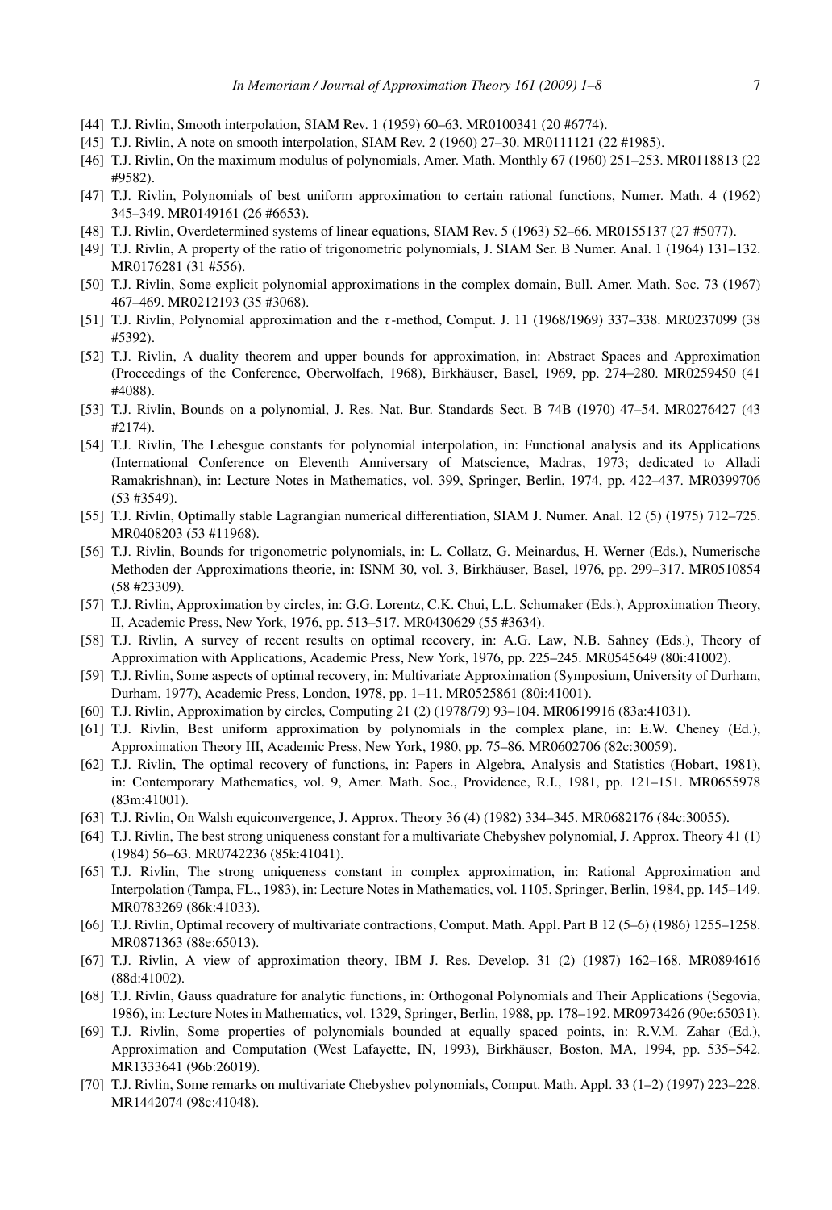[44] T.J. Rivlin, Smooth interpolation, SIAM Rev. 1 (1959) 60–63. MR0100341 (20 #6774).

[45] T.J. Rivlin, A note on smooth interpolation, SIAM Rev. 2 (1960) 27–30. MR0111121 (22 #1985).

[46] T.J. Rivlin, On the maximum modulus of polynomials, Amer. Math. Monthly 67 (1960) 251–253. MR0118813 (22 #9582).

[47] T.J. Rivlin, Polynomials of best uniform approximation to certain rational functions, Numer. Math. 4 (1962) 345–349. MR0149161 (26 #6653).

[48] T.J. Rivlin, Overdetermined systems of linear equations, SIAM Rev. 5 (1963) 52–66. MR0155137 (27 #5077).

[49] T.J. Rivlin, A property of the ratio of trigonometric polynomials, J. SIAM Ser. B Numer. Anal. 1 (1964) 131–132. MR0176281 (31 #556).

[50] T.J. Rivlin, Some explicit polynomial approximations in the complex domain, Bull. Amer. Math. Soc. 73 (1967) 467–469. MR0212193 (35 #3068).

[51] T.J. Rivlin, Polynomial approximation and the $\tau$-method, Comput. J. 11 (1968/1969) 337–338. MR0237099 (38 #5392).

[52] T.J. Rivlin, A duality theorem and upper bounds for approximation, in: Abstract Spaces and Approximation (Proceedings of the Conference, Oberwolfach, 1968), Birkhäuser, Basel, 1969, pp. 274–280. MR0259450 (41 #4088).

[53] T.J. Rivlin, Bounds on a polynomial, J. Res. Nat. Bur. Standards Sect. B 74B (1970) 47–54. MR0276427 (43 #2174).

[54] T.J. Rivlin, The Lebesgue constants for polynomial interpolation, in: Functional analysis and its Applications (International Conference on Eleventh Anniversary of Matscience, Madras, 1973; dedicated to Alladi Ramakrishnan), in: Lecture Notes in Mathematics, vol. 399, Springer, Berlin, 1974, pp. 422–437. MR0399706 (53 #3549).

[55] T.J. Rivlin, Optimally stable Lagrangian numerical differentiation, SIAM J. Numer. Anal. 12 (5) (1975) 712–725. MR0408203 (53 #11968).

[56] T.J. Rivlin, Bounds for trigonometric polynomials, in: L. Collatz, G. Meinardus, H. Werner (Eds.), Numerische Methoden der Approximations theorie, in: ISNM 30, vol. 3, Birkhäuser, Basel, 1976, pp. 299–317. MR0510854 (58 #23309).

[57] T.J. Rivlin, Approximation by circles, in: G.G. Lorentz, C.K. Chui, L.L. Schumaker (Eds.), Approximation Theory, II, Academic Press, New York, 1976, pp. 513–517. MR0430629 (55 #3634).

[58] T.J. Rivlin, A survey of recent results on optimal recovery, in: A.G. Law, N.B. Sahney (Eds.), Theory of Approximation with Applications, Academic Press, New York, 1976, pp. 225–245. MR0545649 (80i:41002).

[59] T.J. Rivlin, Some aspects of optimal recovery, in: Multivariate Approximation (Symposium, University of Durham, Durham, 1977), Academic Press, London, 1978, pp. 1–11. MR0525861 (80i:41001).

[60] T.J. Rivlin, Approximation by circles, Computing 21 (2) (1978/79) 93–104. MR0619916 (83a:41031).

[61] T.J. Rivlin, Best uniform approximation by polynomials in the complex plane, in: E.W. Cheney (Ed.), Approximation Theory III, Academic Press, New York, 1980, pp. 75–86. MR0602706 (82c:30059).

[62] T.J. Rivlin, The optimal recovery of functions, in: Papers in Algebra, Analysis and Statistics (Hobart, 1981), in: Contemporary Mathematics, vol. 9, Amer. Math. Soc., Providence, R.I., 1981, pp. 121–151. MR0655978 (83m:41001).

[63] T.J. Rivlin, On Walsh equiconvergence, J. Approx. Theory 36 (4) (1982) 334–345. MR0682176 (84c:30055).

[64] T.J. Rivlin, The best strong uniqueness constant for a multivariate Chebyshev polynomial, J. Approx. Theory 41 (1) (1984) 56–63. MR0742236 (85k:41041).

[65] T.J. Rivlin, The strong uniqueness constant in complex approximation, in: Rational Approximation and Interpolation (Tampa, FL., 1983), in: Lecture Notes in Mathematics, vol. 1105, Springer, Berlin, 1984, pp. 145–149. MR0783269 (86k:41033).

[66] T.J. Rivlin, Optimal recovery of multivariate contractions, Comput. Math. Appl. Part B 12 (5–6) (1986) 1255–1258. MR0871363 (88e:65013).

[67] T.J. Rivlin, A view of approximation theory, IBM J. Res. Develop. 31 (2) (1987) 162–168. MR0894616 (88d:41002).

[68] T.J. Rivlin, Gauss quadrature for analytic functions, in: Orthogonal Polynomials and Their Applications (Segovia, 1986), in: Lecture Notes in Mathematics, vol. 1329, Springer, Berlin, 1988, pp. 178–192. MR0973426 (90e:65031).

[69] T.J. Rivlin, Some properties of polynomials bounded at equally spaced points, in: R.V.M. Zahar (Ed.), Approximation and Computation (West Lafayette, IN, 1993), Birkhäuser, Boston, MA, 1994, pp. 535–542. MR1333641 (96b:26019).

[70] T.J. Rivlin, Some remarks on multivariate Chebyshev polynomials, Comput. Math. Appl. 33 (1–2) (1997) 223–228. MR1442074 (98c:41048).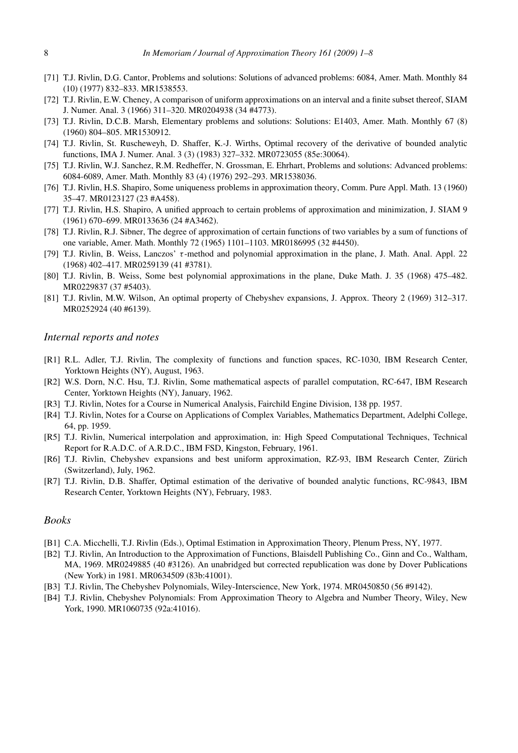[71] T.J. Rivlin, D.G. Cantor, Problems and solutions: Solutions of advanced problems: 6084, Amer. Math. Monthly 84 (10) (1977) 832–833. MR1538553.

[72] T.J. Rivlin, E.W. Cheney, A comparison of uniform approximations on an interval and a finite subset thereof, SIAM J. Numer. Anal. 3 (1966) 311–320. MR0204938 (34 #4773).

[73] T.J. Rivlin, D.C.B. Marsh, Elementary problems and solutions: Solutions: E1403, Amer. Math. Monthly 67 (8) (1960) 804–805. MR1530912.

[74] T.J. Rivlin, St. Ruscheweyh, D. Shaffer, K.-J. Wirths, Optimal recovery of the derivative of bounded analytic functions, IMA J. Numer. Anal. 3 (3) (1983) 327–332. MR0723055 (85e:30064).

[75] T.J. Rivlin, W.J. Sanchez, R.M. Redheffer, N. Grossman, E. Ehrhart, Problems and solutions: Advanced problems: 6084-6089, Amer. Math. Monthly 83 (4) (1976) 292–293. MR1538036.

[76] T.J. Rivlin, H.S. Shapiro, Some uniqueness problems in approximation theory, Comm. Pure Appl. Math. 13 (1960) 35–47. MR0123127 (23 #A458).

[77] T.J. Rivlin, H.S. Shapiro, A unified approach to certain problems of approximation and minimization, J. SIAM 9 (1961) 670–699. MR0133636 (24 #A3462).

[78] T.J. Rivlin, R.J. Sibner, The degree of approximation of certain functions of two variables by a sum of functions of one variable, Amer. Math. Monthly 72 (1965) 1101–1103. MR0186995 (32 #4450).

[79] T.J. Rivlin, B. Weiss, Lanczos' $\tau$-method and polynomial approximation in the plane, J. Math. Anal. Appl. 22 (1968) 402–417. MR0259139 (41 #3781).

[80] T.J. Rivlin, B. Weiss, Some best polynomial approximations in the plane, Duke Math. J. 35 (1968) 475–482. MR0229837 (37 #5403).

[81] T.J. Rivlin, M.W. Wilson, An optimal property of Chebyshev expansions, J. Approx. Theory 2 (1969) 312–317. MR0252924 (40 #6139).

## *Internal reports and notes*

[R1] R.L. Adler, T.J. Rivlin, The complexity of functions and function spaces, RC-1030, IBM Research Center, Yorktown Heights (NY), August, 1963.

[R2] W.S. Dorn, N.C. Hsu, T.J. Rivlin, Some mathematical aspects of parallel computation, RC-647, IBM Research Center, Yorktown Heights (NY), January, 1962.

[R3] T.J. Rivlin, Notes for a Course in Numerical Analysis, Fairchild Engine Division, 138 pp. 1957.

[R4] T.J. Rivlin, Notes for a Course on Applications of Complex Variables, Mathematics Department, Adelphi College, 64, pp. 1959.

[R5] T.J. Rivlin, Numerical interpolation and approximation, in: High Speed Computational Techniques, Technical Report for R.A.D.C. of A.R.D.C., IBM FSD, Kingston, February, 1961.

[R6] T.J. Rivlin, Chebyshev expansions and best uniform approximation, RZ-93, IBM Research Center, Zürich (Switzerland), July, 1962.

[R7] T.J. Rivlin, D.B. Shaffer, Optimal estimation of the derivative of bounded analytic functions, RC-9843, IBM Research Center, Yorktown Heights (NY), February, 1983.

## *Books*

[B1] C.A. Micchelli, T.J. Rivlin (Eds.), Optimal Estimation in Approximation Theory, Plenum Press, NY, 1977.

[B2] T.J. Rivlin, An Introduction to the Approximation of Functions, Blaisdell Publishing Co., Ginn and Co., Waltham, MA, 1969. MR0249885 (40 #3126). An unabridged but corrected republication was done by Dover Publications (New York) in 1981. MR0634509 (83b:41001).

[B3] T.J. Rivlin, The Chebyshev Polynomials, Wiley-Interscience, New York, 1974. MR0450850 (56 #9142).

[B4] T.J. Rivlin, Chebyshev Polynomials: From Approximation Theory to Algebra and Number Theory, Wiley, New York, 1990. MR1060735 (92a:41016).